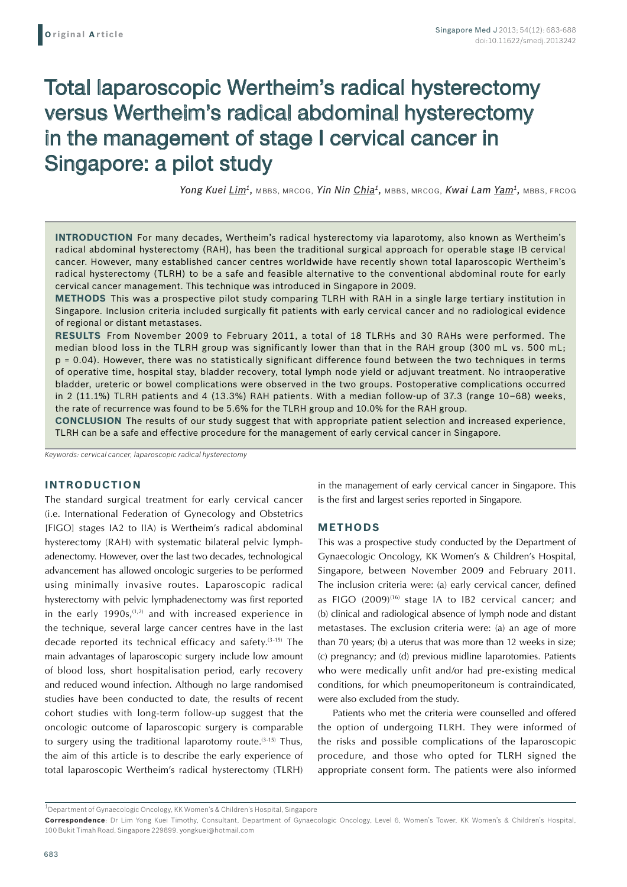Original Article

# Total laparoscopic Wertheim's radical hysterectomy versus Wertheim's radical abdominal hysterectomy in the management of stage I cervical cancer in Singapore: a pilot study

*Yong Kuei Lim*[1], MBBS, MRCOG, *Yin Nin Chia*[1], MBBS, MRCOG, *Kwai Lam Yam*[1], MBBS, FRCOG

**INTRODUCTION** For many decades, Wertheim's radical hysterectomy via laparotomy, also known as Wertheim's radical abdominal hysterectomy (RAH), has been the traditional surgical approach for operable stage IB cervical cancer. However, many established cancer centres worldwide have recently shown total laparoscopic Wertheim's radical hysterectomy (TLRH) to be a safe and feasible alternative to the conventional abdominal route for early cervical cancer management. This technique was introduced in Singapore in 2009.

**METHODS** This was a prospective pilot study comparing TLRH with RAH in a single large tertiary institution in Singapore. Inclusion criteria included surgically fit patients with early cervical cancer and no radiological evidence of regional or distant metastases.

**RESULTS** From November 2009 to February 2011, a total of 18 TLRHs and 30 RAHs were performed. The median blood loss in the TLRH group was significantly lower than that in the RAH group (300 mL vs. 500 mL; p = 0.04). However, there was no statistically significant difference found between the two techniques in terms of operative time, hospital stay, bladder recovery, total lymph node yield or adjuvant treatment. No intraoperative bladder, ureteric or bowel complications were observed in the two groups. Postoperative complications occurred in 2 (11.1%) TLRH patients and 4 (13.3%) RAH patients. With a median follow-up of 37.3 (range 10–68) weeks, the rate of recurrence was found to be 5.6% for the TLRH group and 10.0% for the RAH group.

**CONCLUSION** The results of our study suggest that with appropriate patient selection and increased experience, TLRH can be a safe and effective procedure for the management of early cervical cancer in Singapore.

*Keywords: cervical cancer, laparoscopic radical hysterectomy*

## INTRODUCTION

The standard surgical treatment for early cervical cancer (i.e. International Federation of Gynecology and Obstetrics [FIGO] stages IA2 to IIA) is Wertheim's radical abdominal hysterectomy (RAH) with systematic bilateral pelvic lymphadenectomy. However, over the last two decades, technological advancement has allowed oncologic surgeries to be performed using minimally invasive routes. Laparoscopic radical hysterectomy with pelvic lymphadenectomy was first reported in the early 1990s,[1,2] and with increased experience in the technique, several large cancer centres have in the last decade reported its technical efficacy and safety.[3-15] The main advantages of laparoscopic surgery include low amount of blood loss, short hospitalisation period, early recovery and reduced wound infection. Although no large randomised studies have been conducted to date, the results of recent cohort studies with long-term follow-up suggest that the oncologic outcome of laparoscopic surgery is comparable to surgery using the traditional laparotomy route.[3-15] Thus, the aim of this article is to describe the early experience of total laparoscopic Wertheim's radical hysterectomy (TLRH) in the management of early cervical cancer in Singapore. This is the first and largest series reported in Singapore.

## METHODS

This was a prospective study conducted by the Department of Gynaecologic Oncology, KK Women's & Children's Hospital, Singapore, between November 2009 and February 2011. The inclusion criteria were: (a) early cervical cancer, defined as FIGO (2009)[16] stage IA to IB2 cervical cancer; and (b) clinical and radiological absence of lymph node and distant metastases. The exclusion criteria were: (a) an age of more than 70 years; (b) a uterus that was more than 12 weeks in size; (c) pregnancy; and (d) previous midline laparotomies. Patients who were medically unfit and/or had pre-existing medical conditions, for which pneumoperitoneum is contraindicated, were also excluded from the study.

Patients who met the criteria were counselled and offered the option of undergoing TLRH. They were informed of the risks and possible complications of the laparoscopic procedure, and those who opted for TLRH signed the appropriate consent form. The patients were also informed

[1]Department of Gynaecologic Oncology, KK Women's & Children's Hospital, Singapore

**Correspondence**: Dr Lim Yong Kuei Timothy, Consultant, Department of Gynaecologic Oncology, Level 6, Women's Tower, KK Women's & Children's Hospital, 100 Bukit Timah Road, Singapore 229899. yongkuei@hotmail.com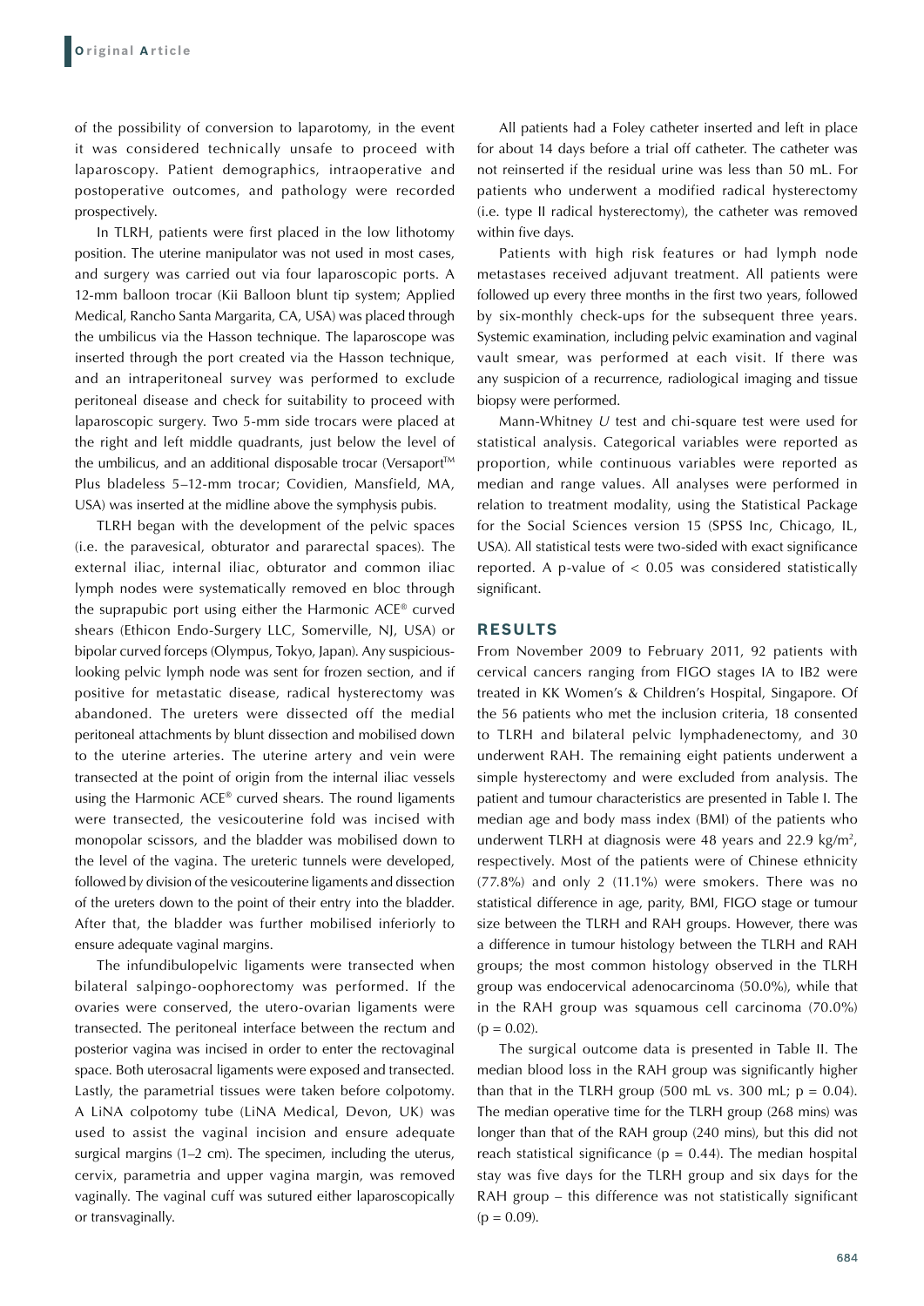of the possibility of conversion to laparotomy, in the event it was considered technically unsafe to proceed with laparoscopy. Patient demographics, intraoperative and postoperative outcomes, and pathology were recorded prospectively.

In TLRH, patients were first placed in the low lithotomy position. The uterine manipulator was not used in most cases, and surgery was carried out via four laparoscopic ports. A 12-mm balloon trocar (Kii Balloon blunt tip system; Applied Medical, Rancho Santa Margarita, CA, USA) was placed through the umbilicus via the Hasson technique. The laparoscope was inserted through the port created via the Hasson technique, and an intraperitoneal survey was performed to exclude peritoneal disease and check for suitability to proceed with laparoscopic surgery. Two 5-mm side trocars were placed at the right and left middle quadrants, just below the level of the umbilicus, and an additional disposable trocar (Versaport™ Plus bladeless 5–12-mm trocar; Covidien, Mansfield, MA, USA) was inserted at the midline above the symphysis pubis.

TLRH began with the development of the pelvic spaces (i.e. the paravesical, obturator and pararectal spaces). The external iliac, internal iliac, obturator and common iliac lymph nodes were systematically removed en bloc through the suprapubic port using either the Harmonic ACE® curved shears (Ethicon Endo-Surgery LLC, Somerville, NJ, USA) or bipolar curved forceps (Olympus, Tokyo, Japan). Any suspicious-looking pelvic lymph node was sent for frozen section, and if positive for metastatic disease, radical hysterectomy was abandoned. The ureters were dissected off the medial peritoneal attachments by blunt dissection and mobilised down to the uterine arteries. The uterine artery and vein were transected at the point of origin from the internal iliac vessels using the Harmonic ACE® curved shears. The round ligaments were transected, the vesicouterine fold was incised with monopolar scissors, and the bladder was mobilised down to the level of the vagina. The ureteric tunnels were developed, followed by division of the vesicouterine ligaments and dissection of the ureters down to the point of their entry into the bladder. After that, the bladder was further mobilised inferiorly to ensure adequate vaginal margins.

The infundibulopelvic ligaments were transected when bilateral salpingo-oophorectomy was performed. If the ovaries were conserved, the utero-ovarian ligaments were transected. The peritoneal interface between the rectum and posterior vagina was incised in order to enter the rectovaginal space. Both uterosacral ligaments were exposed and transected. Lastly, the parametrial tissues were taken before colpotomy. A LiNA colpotomy tube (LiNA Medical, Devon, UK) was used to assist the vaginal incision and ensure adequate surgical margins (1–2 cm). The specimen, including the uterus, cervix, parametria and upper vagina margin, was removed vaginally. The vaginal cuff was sutured either laparoscopically or transvaginally.

All patients had a Foley catheter inserted and left in place for about 14 days before a trial off catheter. The catheter was not reinserted if the residual urine was less than 50 mL. For patients who underwent a modified radical hysterectomy (i.e. type II radical hysterectomy), the catheter was removed within five days.

Patients with high risk features or had lymph node metastases received adjuvant treatment. All patients were followed up every three months in the first two years, followed by six-monthly check-ups for the subsequent three years. Systemic examination, including pelvic examination and vaginal vault smear, was performed at each visit. If there was any suspicion of a recurrence, radiological imaging and tissue biopsy were performed.

Mann-Whitney *U* test and chi-square test were used for statistical analysis. Categorical variables were reported as proportion, while continuous variables were reported as median and range values. All analyses were performed in relation to treatment modality, using the Statistical Package for the Social Sciences version 15 (SPSS Inc, Chicago, IL, USA). All statistical tests were two-sided with exact significance reported. A p-value of $< 0.05$ was considered statistically significant.

## RESULTS

From November 2009 to February 2011, 92 patients with cervical cancers ranging from FIGO stages IA to IB2 were treated in KK Women's & Children's Hospital, Singapore. Of the 56 patients who met the inclusion criteria, 18 consented to TLRH and bilateral pelvic lymphadenectomy, and 30 underwent RAH. The remaining eight patients underwent a simple hysterectomy and were excluded from analysis. The patient and tumour characteristics are presented in Table I. The median age and body mass index (BMI) of the patients who underwent TLRH at diagnosis were 48 years and 22.9 kg/m$^2$, respectively. Most of the patients were of Chinese ethnicity (77.8%) and only 2 (11.1%) were smokers. There was no statistical difference in age, parity, BMI, FIGO stage or tumour size between the TLRH and RAH groups. However, there was a difference in tumour histology between the TLRH and RAH groups; the most common histology observed in the TLRH group was endocervical adenocarcinoma (50.0%), while that in the RAH group was squamous cell carcinoma (70.0%) ($p = 0.02$).

The surgical outcome data is presented in Table II. The median blood loss in the RAH group was significantly higher than that in the TLRH group (500 mL vs. 300 mL; $p = 0.04$). The median operative time for the TLRH group (268 mins) was longer than that of the RAH group (240 mins), but this did not reach statistical significance ($p = 0.44$). The median hospital stay was five days for the TLRH group and six days for the RAH group – this difference was not statistically significant ($p = 0.09$).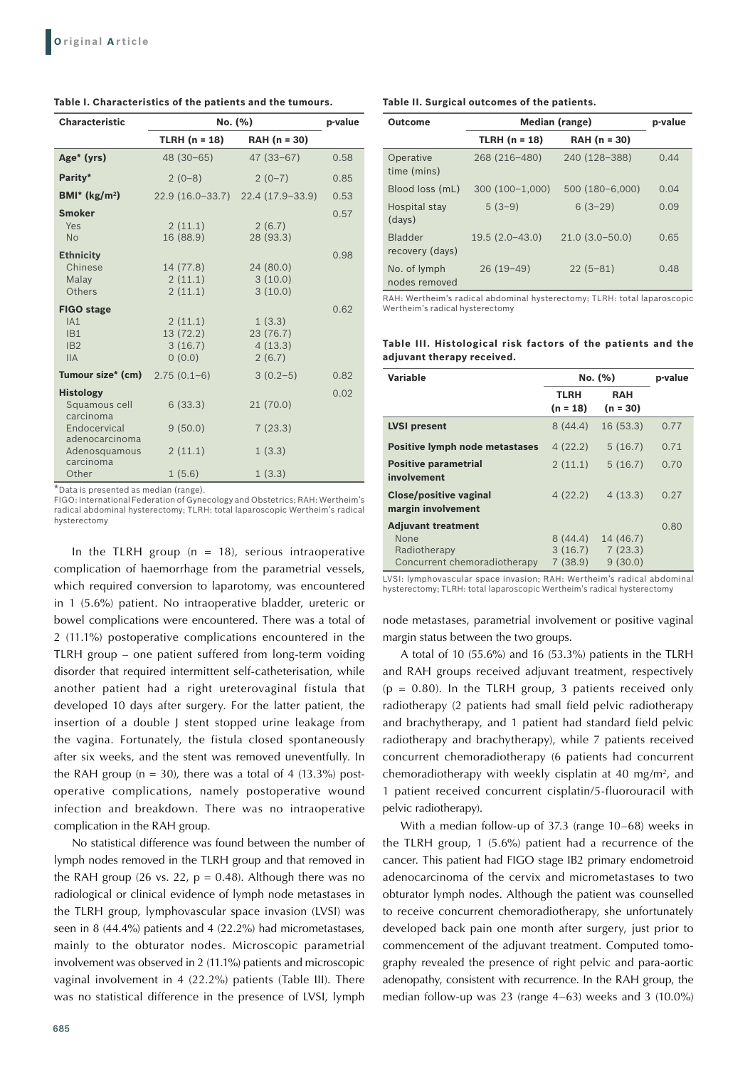**Table I. Characteristics of the patients and the tumours.**

| Characteristic | No. (%) | | p-value |
|---|---|---|---|
| | TLRH (n = 18) | RAH (n = 30) | |
| **Age* (yrs)** | 48 (30–65) | 47 (33–67) | 0.58 |
| **Parity*** | 2 (0–8) | 2 (0–7) | 0.85 |
| **BMI* (kg/m²)** | 22.9 (16.0–33.7) | 22.4 (17.9–33.9) | 0.53 |
| **Smoker** | | | 0.57 |
| Yes | 2 (11.1) | 2 (6.7) | |
| No | 16 (88.9) | 28 (93.3) | |
| **Ethnicity** | | | 0.98 |
| Chinese | 14 (77.8) | 24 (80.0) | |
| Malay | 2 (11.1) | 3 (10.0) | |
| Others | 2 (11.1) | 3 (10.0) | |
| **FIGO stage** | | | 0.62 |
| IA1 | 2 (11.1) | 1 (3.3) | |
| IB1 | 13 (72.2) | 23 (76.7) | |
| IB2 | 3 (16.7) | 4 (13.3) | |
| IIA | 0 (0.0) | 2 (6.7) | |
| **Tumour size* (cm)** | 2.75 (0.1–6) | 3 (0.2–5) | 0.82 |
| **Histology** | | | 0.02 |
| Squamous cell carcinoma | 6 (33.3) | 21 (70.0) | |
| Endocervical adenocarcinoma | 9 (50.0) | 7 (23.3) | |
| Adenosquamous carcinoma | 2 (11.1) | 1 (3.3) | |
| Other | 1 (5.6) | 1 (3.3) | |

*Data is presented as median (range).
FIGO: International Federation of Gynecology and Obstetrics; RAH: Wertheim's radical abdominal hysterectomy; TLRH: total laparoscopic Wertheim's radical hysterectomy

In the TLRH group (n = 18), serious intraoperative complication of haemorrhage from the parametrial vessels, which required conversion to laparotomy, was encountered in 1 (5.6%) patient. No intraoperative bladder, ureteric or bowel complications were encountered. There was a total of 2 (11.1%) postoperative complications encountered in the TLRH group – one patient suffered from long-term voiding disorder that required intermittent self-catheterisation, while another patient had a right ureterovaginal fistula that developed 10 days after surgery. For the latter patient, the insertion of a double J stent stopped urine leakage from the vagina. Fortunately, the fistula closed spontaneously after six weeks, and the stent was removed uneventfully. In the RAH group (n = 30), there was a total of 4 (13.3%) postoperative complications, namely postoperative wound infection and breakdown. There was no intraoperative complication in the RAH group.

No statistical difference was found between the number of lymph nodes removed in the TLRH group and that removed in the RAH group (26 vs. 22, p = 0.48). Although there was no radiological or clinical evidence of lymph node metastases in the TLRH group, lymphovascular space invasion (LVSI) was seen in 8 (44.4%) patients and 4 (22.2%) had micrometastases, mainly to the obturator nodes. Microscopic parametrial involvement was observed in 2 (11.1%) patients and microscopic vaginal involvement in 4 (22.2%) patients (Table III). There was no statistical difference in the presence of LVSI, lymph node metastases, parametrial involvement or positive vaginal margin status between the two groups.

**Table II. Surgical outcomes of the patients.**

| Outcome | Median (range) | | p-value |
|---|---|---|---|
| | TLRH (n = 18) | RAH (n = 30) | |
| Operative time (mins) | 268 (216–480) | 240 (128–388) | 0.44 |
| Blood loss (mL) | 300 (100–1,000) | 500 (180–6,000) | 0.04 |
| Hospital stay (days) | 5 (3–9) | 6 (3–29) | 0.09 |
| Bladder recovery (days) | 19.5 (2.0–43.0) | 21.0 (3.0–50.0) | 0.65 |
| No. of lymph nodes removed | 26 (19–49) | 22 (5–81) | 0.48 |

RAH: Wertheim's radical abdominal hysterectomy; TLRH: total laparoscopic Wertheim's radical hysterectomy

**Table III. Histological risk factors of the patients and the adjuvant therapy received.**

| Variable | No. (%) | | p-value |
|---|---|---|---|
| | TLRH (n = 18) | RAH (n = 30) | |
| **LVSI present** | 8 (44.4) | 16 (53.3) | 0.77 |
| **Positive lymph node metastases** | 4 (22.2) | 5 (16.7) | 0.71 |
| **Positive parametrial involvement** | 2 (11.1) | 5 (16.7) | 0.70 |
| **Close/positive vaginal margin involvement** | 4 (22.2) | 4 (13.3) | 0.27 |
| **Adjuvant treatment** | | | 0.80 |
| None | 8 (44.4) | 14 (46.7) | |
| Radiotherapy | 3 (16.7) | 7 (23.3) | |
| Concurrent chemoradiotherapy | 7 (38.9) | 9 (30.0) | |

LVSI: lymphovascular space invasion; RAH: Wertheim's radical abdominal hysterectomy; TLRH: total laparoscopic Wertheim's radical hysterectomy

A total of 10 (55.6%) and 16 (53.3%) patients in the TLRH and RAH groups received adjuvant treatment, respectively (p = 0.80). In the TLRH group, 3 patients received only radiotherapy (2 patients had small field pelvic radiotherapy and brachytherapy, and 1 patient had standard field pelvic radiotherapy and brachytherapy), while 7 patients received concurrent chemoradiotherapy (6 patients had concurrent chemoradiotherapy with weekly cisplatin at 40 mg/m², and 1 patient received concurrent cisplatin/5-fluorouracil with pelvic radiotherapy).

With a median follow-up of 37.3 (range 10–68) weeks in the TLRH group, 1 (5.6%) patient had a recurrence of the cancer. This patient had FIGO stage IB2 primary endometroid adenocarcinoma of the cervix and micrometastases to two obturator lymph nodes. Although the patient was counselled to receive concurrent chemoradiotherapy, she unfortunately developed back pain one month after surgery, just prior to commencement of the adjuvant treatment. Computed tomography revealed the presence of right pelvic and para-aortic adenopathy, consistent with recurrence. In the RAH group, the median follow-up was 23 (range 4–63) weeks and 3 (10.0%)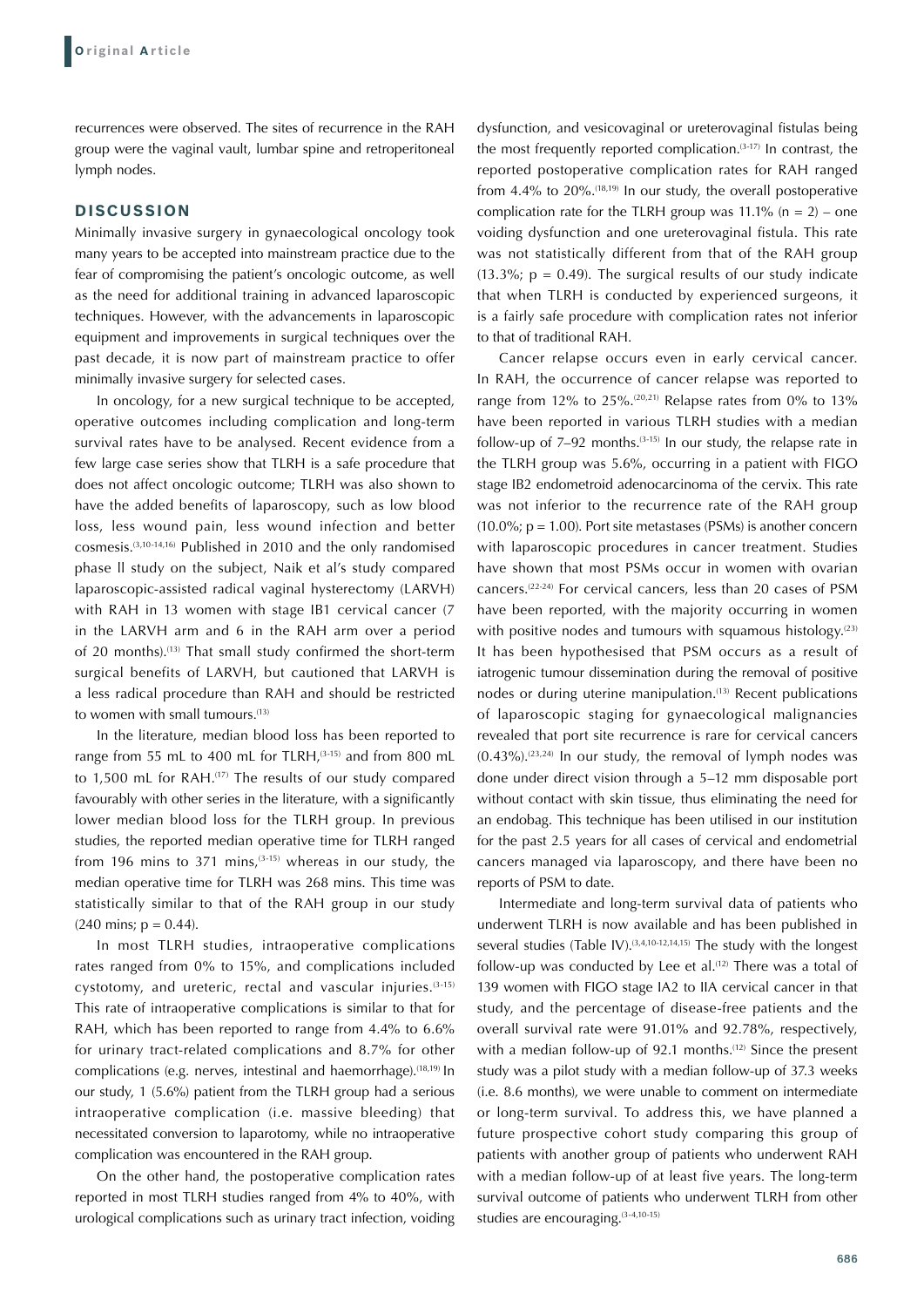recurrences were observed. The sites of recurrence in the RAH group were the vaginal vault, lumbar spine and retroperitoneal lymph nodes.

## DISCUSSION

Minimally invasive surgery in gynaecological oncology took many years to be accepted into mainstream practice due to the fear of compromising the patient's oncologic outcome, as well as the need for additional training in advanced laparoscopic techniques. However, with the advancements in laparoscopic equipment and improvements in surgical techniques over the past decade, it is now part of mainstream practice to offer minimally invasive surgery for selected cases.

In oncology, for a new surgical technique to be accepted, operative outcomes including complication and long-term survival rates have to be analysed. Recent evidence from a few large case series show that TLRH is a safe procedure that does not affect oncologic outcome; TLRH was also shown to have the added benefits of laparoscopy, such as low blood loss, less wound pain, less wound infection and better cosmesis.[3,10-14,16] Published in 2010 and the only randomised phase II study on the subject, Naik et al's study compared laparoscopic-assisted radical vaginal hysterectomy (LARVH) with RAH in 13 women with stage IB1 cervical cancer (7 in the LARVH arm and 6 in the RAH arm over a period of 20 months).[13] That small study confirmed the short-term surgical benefits of LARVH, but cautioned that LARVH is a less radical procedure than RAH and should be restricted to women with small tumours.[13]

In the literature, median blood loss has been reported to range from 55 mL to 400 mL for TLRH,[3-15] and from 800 mL to 1,500 mL for RAH.[17] The results of our study compared favourably with other series in the literature, with a significantly lower median blood loss for the TLRH group. In previous studies, the reported median operative time for TLRH ranged from 196 mins to 371 mins,[3-15] whereas in our study, the median operative time for TLRH was 268 mins. This time was statistically similar to that of the RAH group in our study (240 mins; $p = 0.44$).

In most TLRH studies, intraoperative complications rates ranged from 0% to 15%, and complications included cystotomy, and ureteric, rectal and vascular injuries.[3-15] This rate of intraoperative complications is similar to that for RAH, which has been reported to range from 4.4% to 6.6% for urinary tract-related complications and 8.7% for other complications (e.g. nerves, intestinal and haemorrhage).[18,19] In our study, 1 (5.6%) patient from the TLRH group had a serious intraoperative complication (i.e. massive bleeding) that necessitated conversion to laparotomy, while no intraoperative complication was encountered in the RAH group.

On the other hand, the postoperative complication rates reported in most TLRH studies ranged from 4% to 40%, with urological complications such as urinary tract infection, voiding dysfunction, and vesicovaginal or ureterovaginal fistulas being the most frequently reported complication.[3-17] In contrast, the reported postoperative complication rates for RAH ranged from 4.4% to 20%.[18,19] In our study, the overall postoperative complication rate for the TLRH group was 11.1% (n = 2) – one voiding dysfunction and one ureterovaginal fistula. This rate was not statistically different from that of the RAH group (13.3%; $p = 0.49$). The surgical results of our study indicate that when TLRH is conducted by experienced surgeons, it is a fairly safe procedure with complication rates not inferior to that of traditional RAH.

Cancer relapse occurs even in early cervical cancer. In RAH, the occurrence of cancer relapse was reported to range from 12% to 25%.[20,21] Relapse rates from 0% to 13% have been reported in various TLRH studies with a median follow-up of 7–92 months.[3-15] In our study, the relapse rate in the TLRH group was 5.6%, occurring in a patient with FIGO stage IB2 endometroid adenocarcinoma of the cervix. This rate was not inferior to the recurrence rate of the RAH group (10.0%; $p = 1.00$). Port site metastases (PSMs) is another concern with laparoscopic procedures in cancer treatment. Studies have shown that most PSMs occur in women with ovarian cancers.[22-24] For cervical cancers, less than 20 cases of PSM have been reported, with the majority occurring in women with positive nodes and tumours with squamous histology.[23] It has been hypothesised that PSM occurs as a result of iatrogenic tumour dissemination during the removal of positive nodes or during uterine manipulation.[13] Recent publications of laparoscopic staging for gynaecological malignancies revealed that port site recurrence is rare for cervical cancers (0.43%).[23,24] In our study, the removal of lymph nodes was done under direct vision through a 5–12 mm disposable port without contact with skin tissue, thus eliminating the need for an endobag. This technique has been utilised in our institution for the past 2.5 years for all cases of cervical and endometrial cancers managed via laparoscopy, and there have been no reports of PSM to date.

Intermediate and long-term survival data of patients who underwent TLRH is now available and has been published in several studies (Table IV).[3,4,10-12,14,15] The study with the longest follow-up was conducted by Lee et al.[12] There was a total of 139 women with FIGO stage IA2 to IIA cervical cancer in that study, and the percentage of disease-free patients and the overall survival rate were 91.01% and 92.78%, respectively, with a median follow-up of 92.1 months.[12] Since the present study was a pilot study with a median follow-up of 37.3 weeks (i.e. 8.6 months), we were unable to comment on intermediate or long-term survival. To address this, we have planned a future prospective cohort study comparing this group of patients with another group of patients who underwent RAH with a median follow-up of at least five years. The long-term survival outcome of patients who underwent TLRH from other studies are encouraging.[3-4,10-15]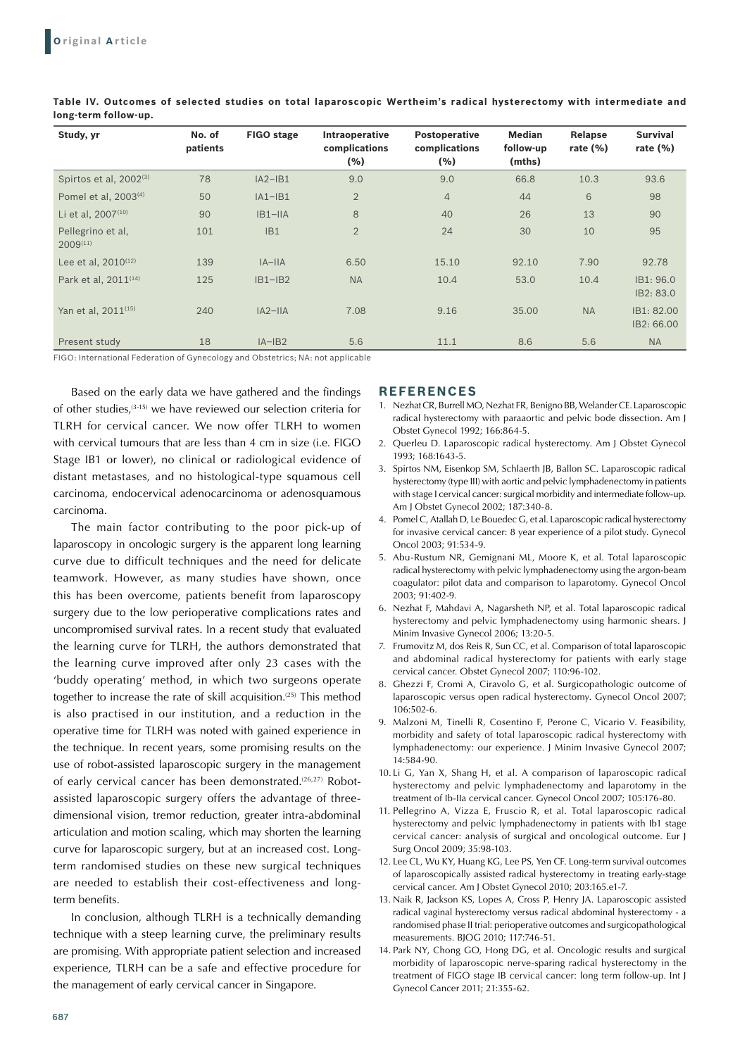**Table IV. Outcomes of selected studies on total laparoscopic Wertheim's radical hysterectomy with intermediate and long-term follow-up.**

| Study, yr | No. of patients | FIGO stage | Intraoperative complications (%) | Postoperative complications (%) | Median follow-up (mths) | Relapse rate (%) | Survival rate (%) |
|---|---|---|---|---|---|---|---|
| Spirtos et al, 2002[3] | 78 | IA2–IB1 | 9.0 | 9.0 | 66.8 | 10.3 | 93.6 |
| Pomel et al, 2003[4] | 50 | IA1–IB1 | 2 | 4 | 44 | 6 | 98 |
| Li et al, 2007[10] | 90 | IB1–IIA | 8 | 40 | 26 | 13 | 90 |
| Pellegrino et al, 2009[11] | 101 | IB1 | 2 | 24 | 30 | 10 | 95 |
| Lee et al, 2010[12] | 139 | IA–IIA | 6.50 | 15.10 | 92.10 | 7.90 | 92.78 |
| Park et al, 2011[14] | 125 | IB1–IB2 | NA | 10.4 | 53.0 | 10.4 | IB1: 96.0 IB2: 83.0 |
| Yan et al, 2011[15] | 240 | IA2–IIA | 7.08 | 9.16 | 35.00 | NA | IB1: 82.00 IB2: 66.00 |
| Present study | 18 | IA–IB2 | 5.6 | 11.1 | 8.6 | 5.6 | NA |

FIGO: International Federation of Gynecology and Obstetrics; NA: not applicable

Based on the early data we have gathered and the findings of other studies,[3-15] we have reviewed our selection criteria for TLRH for cervical cancer. We now offer TLRH to women with cervical tumours that are less than 4 cm in size (i.e. FIGO Stage IB1 or lower), no clinical or radiological evidence of distant metastases, and no histological-type squamous cell carcinoma, endocervical adenocarcinoma or adenosquamous carcinoma.

The main factor contributing to the poor pick-up of laparoscopy in oncologic surgery is the apparent long learning curve due to difficult techniques and the need for delicate teamwork. However, as many studies have shown, once this has been overcome, patients benefit from laparoscopy surgery due to the low perioperative complications rates and uncompromised survival rates. In a recent study that evaluated the learning curve for TLRH, the authors demonstrated that the learning curve improved after only 23 cases with the 'buddy operating' method, in which two surgeons operate together to increase the rate of skill acquisition.[25] This method is also practised in our institution, and a reduction in the operative time for TLRH was noted with gained experience in the technique. In recent years, some promising results on the use of robot-assisted laparoscopic surgery in the management of early cervical cancer has been demonstrated.[26,27] Robot-assisted laparoscopic surgery offers the advantage of three-dimensional vision, tremor reduction, greater intra-abdominal articulation and motion scaling, which may shorten the learning curve for laparoscopic surgery, but at an increased cost. Long-term randomised studies on these new surgical techniques are needed to establish their cost-effectiveness and long-term benefits.

In conclusion, although TLRH is a technically demanding technique with a steep learning curve, the preliminary results are promising. With appropriate patient selection and increased experience, TLRH can be a safe and effective procedure for the management of early cervical cancer in Singapore.

## REFERENCES

1. Nezhat CR, Burrell MO, Nezhat FR, Benigno BB, Welander CE. Laparoscopic radical hysterectomy with paraaortic and pelvic bode dissection. Am J Obstet Gynecol 1992; 166:864-5.
2. Querleu D. Laparoscopic radical hysterectomy. Am J Obstet Gynecol 1993; 168:1643-5.
3. Spirtos NM, Eisenkop SM, Schlaerth JB, Ballon SC. Laparoscopic radical hysterectomy (type III) with aortic and pelvic lymphadenectomy in patients with stage I cervical cancer: surgical morbidity and intermediate follow-up. Am J Obstet Gynecol 2002; 187:340-8.
4. Pomel C, Atallah D, Le Bouedec G, et al. Laparoscopic radical hysterectomy for invasive cervical cancer: 8 year experience of a pilot study. Gynecol Oncol 2003; 91:534-9.
5. Abu-Rustum NR, Gemignani ML, Moore K, et al. Total laparoscopic radical hysterectomy with pelvic lymphadenectomy using the argon-beam coagulator: pilot data and comparison to laparotomy. Gynecol Oncol 2003; 91:402-9.
6. Nezhat F, Mahdavi A, Nagarsheth NP, et al. Total laparoscopic radical hysterectomy and pelvic lymphadenectomy using harmonic shears. J Minim Invasive Gynecol 2006; 13:20-5.
7. Frumovitz M, dos Reis R, Sun CC, et al. Comparison of total laparoscopic and abdominal radical hysterectomy for patients with early stage cervical cancer. Obstet Gynecol 2007; 110:96-102.
8. Ghezzi F, Cromi A, Ciravolo G, et al. Surgicopathologic outcome of laparoscopic versus open radical hysterectomy. Gynecol Oncol 2007; 106:502-6.
9. Malzoni M, Tinelli R, Cosentino F, Perone C, Vicario V. Feasibility, morbidity and safety of total laparoscopic radical hysterectomy with lymphadenectomy: our experience. J Minim Invasive Gynecol 2007; 14:584-90.
10. Li G, Yan X, Shang H, et al. A comparison of laparoscopic radical hysterectomy and pelvic lymphadenectomy and laparotomy in the treatment of Ib-IIa cervical cancer. Gynecol Oncol 2007; 105:176-80.
11. Pellegrino A, Vizza E, Fruscio R, et al. Total laparoscopic radical hysterectomy and pelvic lymphadenectomy in patients with Ib1 stage cervical cancer: analysis of surgical and oncological outcome. Eur J Surg Oncol 2009; 35:98-103.
12. Lee CL, Wu KY, Huang KG, Lee PS, Yen CF. Long-term survival outcomes of laparoscopically assisted radical hysterectomy in treating early-stage cervical cancer. Am J Obstet Gynecol 2010; 203:165.e1-7.
13. Naik R, Jackson KS, Lopes A, Cross P, Henry JA. Laparoscopic assisted radical vaginal hysterectomy versus radical abdominal hysterectomy - a randomised phase II trial: perioperative outcomes and surgicopathological measurements. BJOG 2010; 117:746-51.
14. Park NY, Chong GO, Hong DG, et al. Oncologic results and surgical morbidity of laparoscopic nerve-sparing radical hysterectomy in the treatment of FIGO stage IB cervical cancer: long term follow-up. Int J Gynecol Cancer 2011; 21:355-62.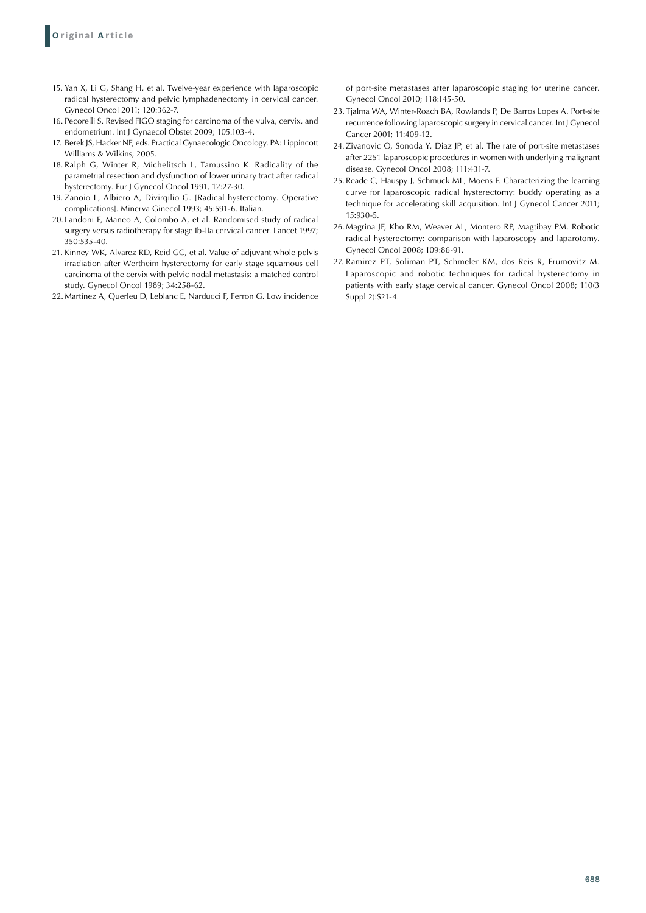15. Yan X, Li G, Shang H, et al. Twelve-year experience with laparoscopic radical hysterectomy and pelvic lymphadenectomy in cervical cancer. Gynecol Oncol 2011; 120:362-7.
16. Pecorelli S. Revised FIGO staging for carcinoma of the vulva, cervix, and endometrium. Int J Gynaecol Obstet 2009; 105:103-4.
17. Berek JS, Hacker NF, eds. Practical Gynaecologic Oncology. PA: Lippincott Williams & Wilkins; 2005.
18. Ralph G, Winter R, Michelitsch L, Tamussino K. Radicality of the parametrial resection and dysfunction of lower urinary tract after radical hysterectomy. Eur J Gynecol Oncol 1991, 12:27-30.
19. Zanoio L, Albiero A, Divirqilio G. [Radical hysterectomy. Operative complications]. Minerva Ginecol 1993; 45:591-6. Italian.
20. Landoni F, Maneo A, Colombo A, et al. Randomised study of radical surgery versus radiotherapy for stage Ib-IIa cervical cancer. Lancet 1997; 350:535-40.
21. Kinney WK, Alvarez RD, Reid GC, et al. Value of adjuvant whole pelvis irradiation after Wertheim hysterectomy for early stage squamous cell carcinoma of the cervix with pelvic nodal metastasis: a matched control study. Gynecol Oncol 1989; 34:258-62.
22. Martínez A, Querleu D, Leblanc E, Narducci F, Ferron G. Low incidence of port-site metastases after laparoscopic staging for uterine cancer. Gynecol Oncol 2010; 118:145-50.
23. Tjalma WA, Winter-Roach BA, Rowlands P, De Barros Lopes A. Port-site recurrence following laparoscopic surgery in cervical cancer. Int J Gynecol Cancer 2001; 11:409-12.
24. Zivanovic O, Sonoda Y, Diaz JP, et al. The rate of port-site metastases after 2251 laparoscopic procedures in women with underlying malignant disease. Gynecol Oncol 2008; 111:431-7.
25. Reade C, Hauspy J, Schmuck ML, Moens F. Characterizing the learning curve for laparoscopic radical hysterectomy: buddy operating as a technique for accelerating skill acquisition. Int J Gynecol Cancer 2011; 15:930-5.
26. Magrina JF, Kho RM, Weaver AL, Montero RP, Magtibay PM. Robotic radical hysterectomy: comparison with laparoscopy and laparotomy. Gynecol Oncol 2008; 109:86-91.
27. Ramirez PT, Soliman PT, Schmeler KM, dos Reis R, Frumovitz M. Laparoscopic and robotic techniques for radical hysterectomy in patients with early stage cervical cancer. Gynecol Oncol 2008; 110(3 Suppl 2):S21-4.